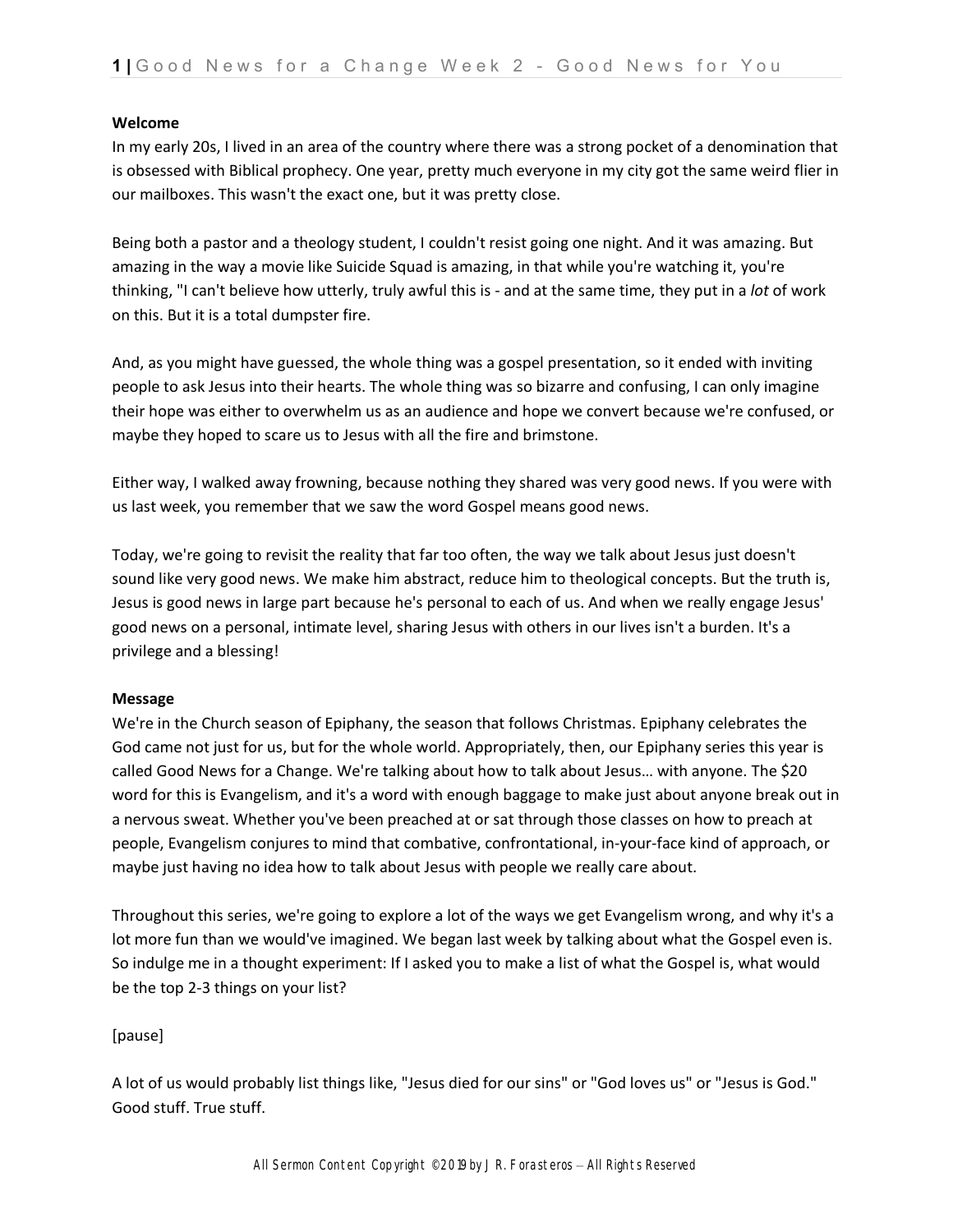**Welcome**

In my early 20s, I lived in an area of the country where there was a strong pocket of a denomination that is obsessed with Biblical prophecy. One year, pretty much everyone in my city got the same weird flier in our mailboxes. This wasn't the exact one, but it was pretty close.

Being both a pastor and a theology student, I couldn't resist going one night. And it was amazing. But amazing in the way a movie like Suicide Squad is amazing, in that while you're watching it, you're thinking, "I can't believe how utterly, truly awful this is - and at the same time, they put in a *lot* of work on this. But it is a total dumpster fire.

And, as you might have guessed, the whole thing was a gospel presentation, so it ended with inviting people to ask Jesus into their hearts. The whole thing was so bizarre and confusing, I can only imagine their hope was either to overwhelm us as an audience and hope we convert because we're confused, or maybe they hoped to scare us to Jesus with all the fire and brimstone.

Either way, I walked away frowning, because nothing they shared was very good news. If you were with us last week, you remember that we saw the word Gospel means good news.

Today, we're going to revisit the reality that far too often, the way we talk about Jesus just doesn't sound like very good news. We make him abstract, reduce him to theological concepts. But the truth is, Jesus is good news in large part because he's personal to each of us. And when we really engage Jesus' good news on a personal, intimate level, sharing Jesus with others in our lives isn't a burden. It's a privilege and a blessing!

**Message**

We're in the Church season of Epiphany, the season that follows Christmas. Epiphany celebrates the God came not just for us, but for the whole world. Appropriately, then, our Epiphany series this year is called Good News for a Change. We're talking about how to talk about Jesus… with anyone. The $20 word for this is Evangelism, and it's a word with enough baggage to make just about anyone break out in a nervous sweat. Whether you've been preached at or sat through those classes on how to preach at people, Evangelism conjures to mind that combative, confrontational, in-your-face kind of approach, or maybe just having no idea how to talk about Jesus with people we really care about.

Throughout this series, we're going to explore a lot of the ways we get Evangelism wrong, and why it's a lot more fun than we would've imagined. We began last week by talking about what the Gospel even is. So indulge me in a thought experiment: If I asked you to make a list of what the Gospel is, what would be the top 2-3 things on your list?

[pause]

A lot of us would probably list things like, "Jesus died for our sins" or "God loves us" or "Jesus is God." Good stuff. True stuff.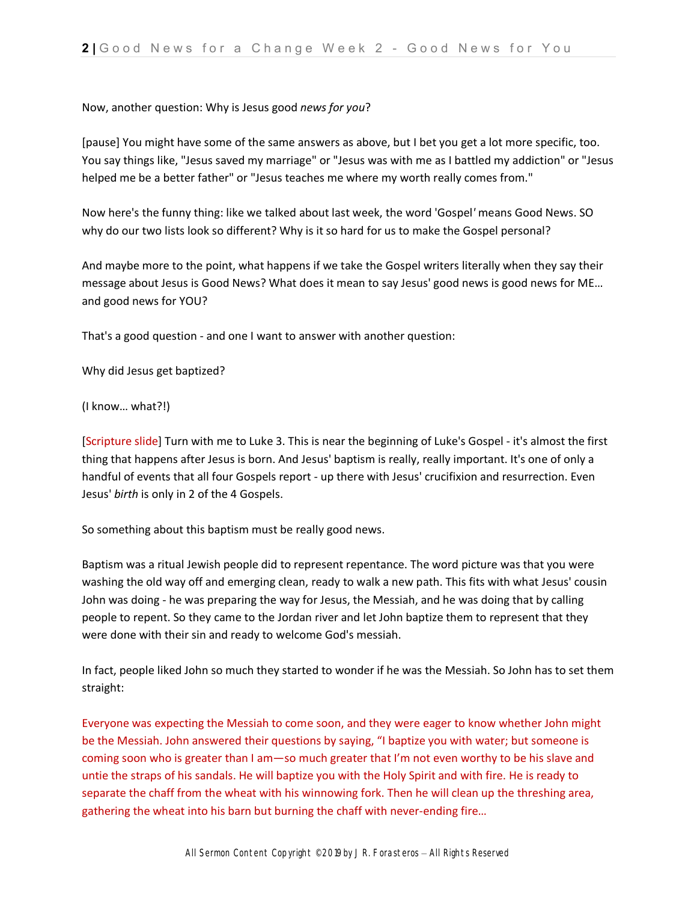Now, another question: Why is Jesus good *news for you*?

[pause] You might have some of the same answers as above, but I bet you get a lot more specific, too. You say things like, "Jesus saved my marriage" or "Jesus was with me as I battled my addiction" or "Jesus helped me be a better father" or "Jesus teaches me where my worth really comes from."

Now here's the funny thing: like we talked about last week, the word 'Gospel' means Good News. SO why do our two lists look so different? Why is it so hard for us to make the Gospel personal?

And maybe more to the point, what happens if we take the Gospel writers literally when they say their message about Jesus is Good News? What does it mean to say Jesus' good news is good news for ME… and good news for YOU?

That's a good question - and one I want to answer with another question:

Why did Jesus get baptized?

(I know… what?!)

[Scripture slide] Turn with me to Luke 3. This is near the beginning of Luke's Gospel - it's almost the first thing that happens after Jesus is born. And Jesus' baptism is really, really important. It's one of only a handful of events that all four Gospels report - up there with Jesus' crucifixion and resurrection. Even Jesus' *birth* is only in 2 of the 4 Gospels.

So something about this baptism must be really good news.

Baptism was a ritual Jewish people did to represent repentance. The word picture was that you were washing the old way off and emerging clean, ready to walk a new path. This fits with what Jesus' cousin John was doing - he was preparing the way for Jesus, the Messiah, and he was doing that by calling people to repent. So they came to the Jordan river and let John baptize them to represent that they were done with their sin and ready to welcome God's messiah.

In fact, people liked John so much they started to wonder if he was the Messiah. So John has to set them straight:

Everyone was expecting the Messiah to come soon, and they were eager to know whether John might be the Messiah. John answered their questions by saying, "I baptize you with water; but someone is coming soon who is greater than I am—so much greater that I'm not even worthy to be his slave and untie the straps of his sandals. He will baptize you with the Holy Spirit and with fire. He is ready to separate the chaff from the wheat with his winnowing fork. Then he will clean up the threshing area, gathering the wheat into his barn but burning the chaff with never-ending fire…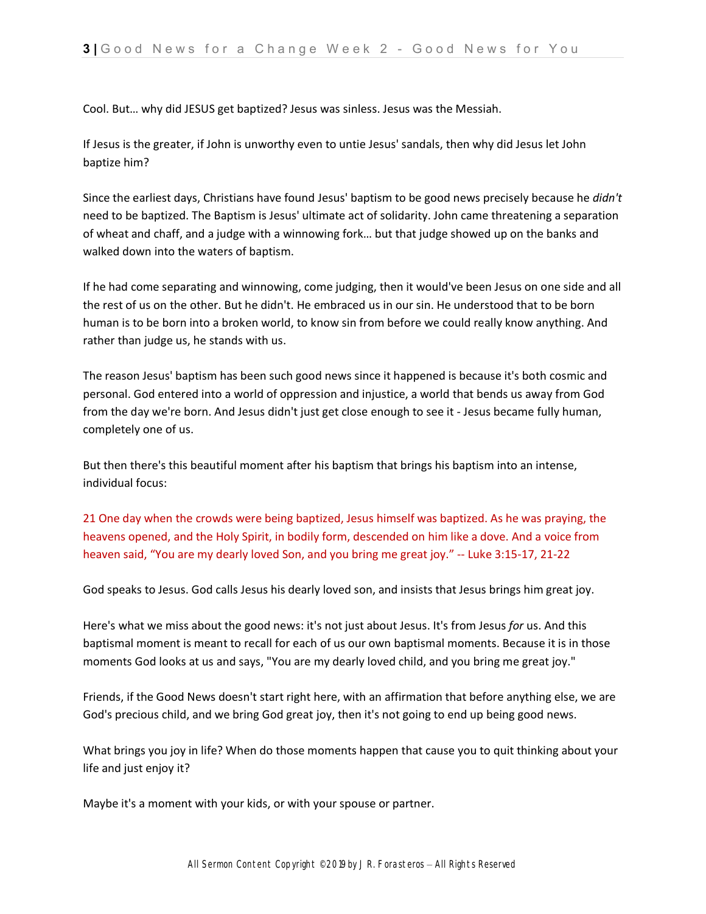Cool. But… why did JESUS get baptized? Jesus was sinless. Jesus was the Messiah.

If Jesus is the greater, if John is unworthy even to untie Jesus' sandals, then why did Jesus let John baptize him?

Since the earliest days, Christians have found Jesus' baptism to be good news precisely because he *didn't* need to be baptized. The Baptism is Jesus' ultimate act of solidarity. John came threatening a separation of wheat and chaff, and a judge with a winnowing fork… but that judge showed up on the banks and walked down into the waters of baptism.

If he had come separating and winnowing, come judging, then it would've been Jesus on one side and all the rest of us on the other. But he didn't. He embraced us in our sin. He understood that to be born human is to be born into a broken world, to know sin from before we could really know anything. And rather than judge us, he stands with us.

The reason Jesus' baptism has been such good news since it happened is because it's both cosmic and personal. God entered into a world of oppression and injustice, a world that bends us away from God from the day we're born. And Jesus didn't just get close enough to see it - Jesus became fully human, completely one of us.

But then there's this beautiful moment after his baptism that brings his baptism into an intense, individual focus:

21 One day when the crowds were being baptized, Jesus himself was baptized. As he was praying, the heavens opened, and the Holy Spirit, in bodily form, descended on him like a dove. And a voice from heaven said, "You are my dearly loved Son, and you bring me great joy." -- Luke 3:15-17, 21-22

God speaks to Jesus. God calls Jesus his dearly loved son, and insists that Jesus brings him great joy.

Here's what we miss about the good news: it's not just about Jesus. It's from Jesus *for* us. And this baptismal moment is meant to recall for each of us our own baptismal moments. Because it is in those moments God looks at us and says, "You are my dearly loved child, and you bring me great joy."

Friends, if the Good News doesn't start right here, with an affirmation that before anything else, we are God's precious child, and we bring God great joy, then it's not going to end up being good news.

What brings you joy in life? When do those moments happen that cause you to quit thinking about your life and just enjoy it?

Maybe it's a moment with your kids, or with your spouse or partner.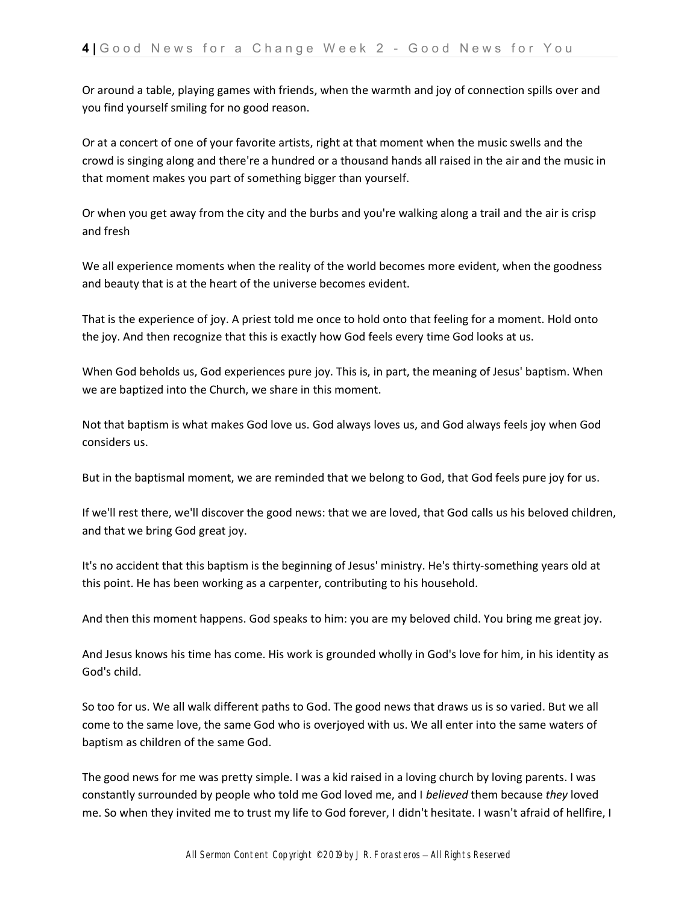Or around a table, playing games with friends, when the warmth and joy of connection spills over and you find yourself smiling for no good reason.

Or at a concert of one of your favorite artists, right at that moment when the music swells and the crowd is singing along and there're a hundred or a thousand hands all raised in the air and the music in that moment makes you part of something bigger than yourself.

Or when you get away from the city and the burbs and you're walking along a trail and the air is crisp and fresh

We all experience moments when the reality of the world becomes more evident, when the goodness and beauty that is at the heart of the universe becomes evident.

That is the experience of joy. A priest told me once to hold onto that feeling for a moment. Hold onto the joy. And then recognize that this is exactly how God feels every time God looks at us.

When God beholds us, God experiences pure joy. This is, in part, the meaning of Jesus' baptism. When we are baptized into the Church, we share in this moment.

Not that baptism is what makes God love us. God always loves us, and God always feels joy when God considers us.

But in the baptismal moment, we are reminded that we belong to God, that God feels pure joy for us.

If we'll rest there, we'll discover the good news: that we are loved, that God calls us his beloved children, and that we bring God great joy.

It's no accident that this baptism is the beginning of Jesus' ministry. He's thirty-something years old at this point. He has been working as a carpenter, contributing to his household.

And then this moment happens. God speaks to him: you are my beloved child. You bring me great joy.

And Jesus knows his time has come. His work is grounded wholly in God's love for him, in his identity as God's child.

So too for us. We all walk different paths to God. The good news that draws us is so varied. But we all come to the same love, the same God who is overjoyed with us. We all enter into the same waters of baptism as children of the same God.

The good news for me was pretty simple. I was a kid raised in a loving church by loving parents. I was constantly surrounded by people who told me God loved me, and I *believed* them because *they* loved me. So when they invited me to trust my life to God forever, I didn't hesitate. I wasn't afraid of hellfire, I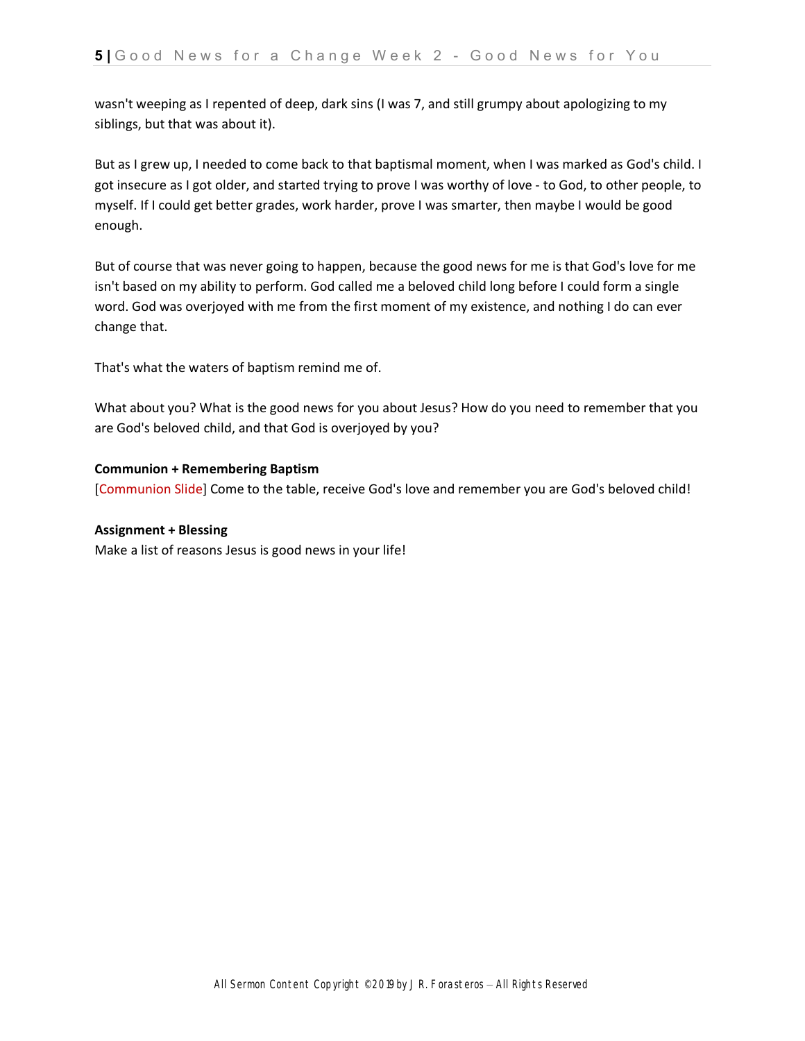wasn't weeping as I repented of deep, dark sins (I was 7, and still grumpy about apologizing to my siblings, but that was about it).

But as I grew up, I needed to come back to that baptismal moment, when I was marked as God's child. I got insecure as I got older, and started trying to prove I was worthy of love - to God, to other people, to myself. If I could get better grades, work harder, prove I was smarter, then maybe I would be good enough.

But of course that was never going to happen, because the good news for me is that God's love for me isn't based on my ability to perform. God called me a beloved child long before I could form a single word. God was overjoyed with me from the first moment of my existence, and nothing I do can ever change that.

That's what the waters of baptism remind me of.

What about you? What is the good news for you about Jesus? How do you need to remember that you are God's beloved child, and that God is overjoyed by you?

**Communion + Remembering Baptism**

[Communion Slide] Come to the table, receive God's love and remember you are God's beloved child!

**Assignment + Blessing**

Make a list of reasons Jesus is good news in your life!